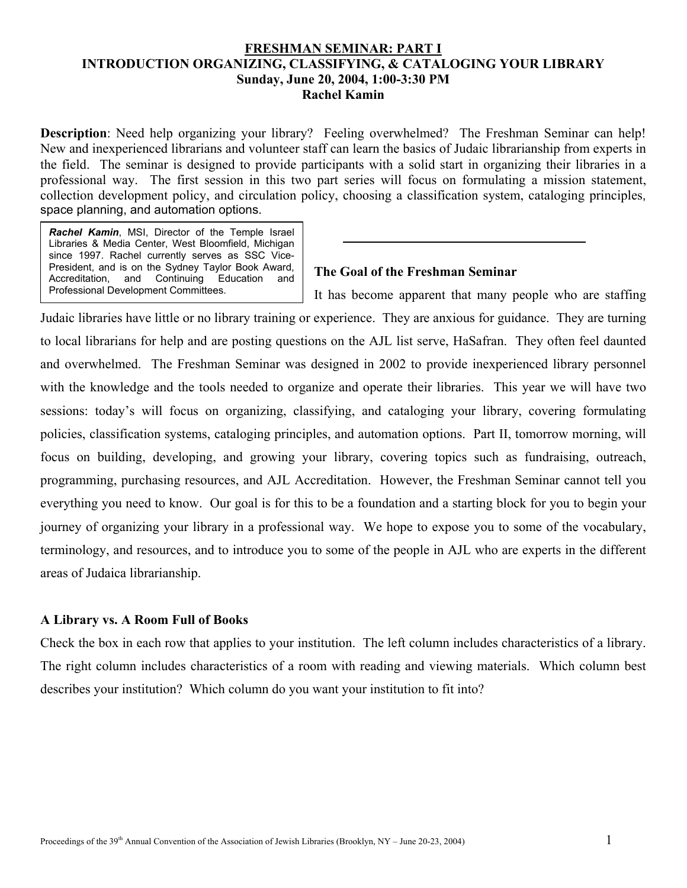# FRESHMAN SEMINAR: PART I
## INTRODUCTION ORGANIZING, CLASSIFYING, & CATALOGING YOUR LIBRARY
**Sunday, June 20, 2004, 1:00-3:30 PM**

**Rachel Kamin**

**Description**: Need help organizing your library? Feeling overwhelmed? The Freshman Seminar can help! New and inexperienced librarians and volunteer staff can learn the basics of Judaic librarianship from experts in the field. The seminar is designed to provide participants with a solid start in organizing their libraries in a professional way. The first session in this two part series will focus on formulating a mission statement, collection development policy, and circulation policy, choosing a classification system, cataloging principles, space planning, and automation options.

***Rachel Kamin***, MSI, Director of the Temple Israel Libraries & Media Center, West Bloomfield, Michigan since 1997. Rachel currently serves as SSC Vice-President, and is on the Sydney Taylor Book Award, Accreditation, and Continuing Education and Professional Development Committees.

---

### The Goal of the Freshman Seminar

It has become apparent that many people who are staffing Judaic libraries have little or no library training or experience. They are anxious for guidance. They are turning to local librarians for help and are posting questions on the AJL list serve, HaSafran. They often feel daunted and overwhelmed. The Freshman Seminar was designed in 2002 to provide inexperienced library personnel with the knowledge and the tools needed to organize and operate their libraries. This year we will have two sessions: today's will focus on organizing, classifying, and cataloging your library, covering formulating policies, classification systems, cataloging principles, and automation options. Part II, tomorrow morning, will focus on building, developing, and growing your library, covering topics such as fundraising, outreach, programming, purchasing resources, and AJL Accreditation. However, the Freshman Seminar cannot tell you everything you need to know. Our goal is for this to be a foundation and a starting block for you to begin your journey of organizing your library in a professional way. We hope to expose you to some of the vocabulary, terminology, and resources, and to introduce you to some of the people in AJL who are experts in the different areas of Judaica librarianship.

### A Library vs. A Room Full of Books

Check the box in each row that applies to your institution. The left column includes characteristics of a library. The right column includes characteristics of a room with reading and viewing materials. Which column best describes your institution? Which column do you want your institution to fit into?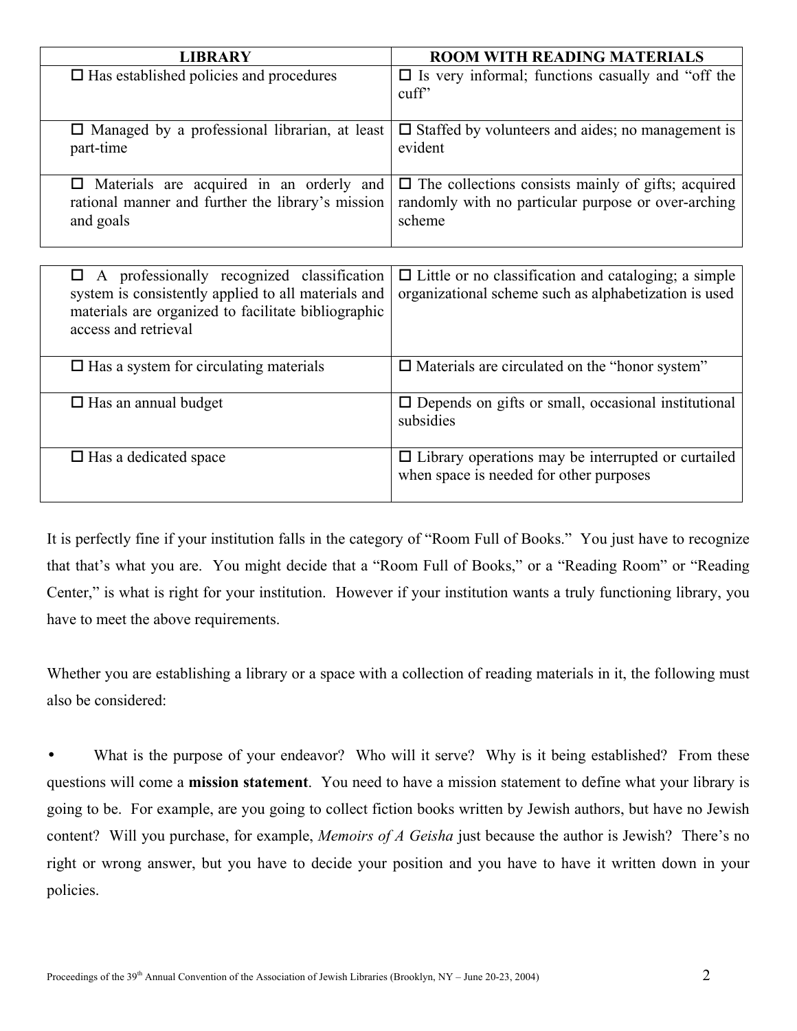| LIBRARY | ROOM WITH READING MATERIALS |
|---|---|
| ☐ Has established policies and procedures | ☐ Is very informal; functions casually and "off the cuff" |
| ☐ Managed by a professional librarian, at least part-time | ☐ Staffed by volunteers and aides; no management is evident |
| ☐ Materials are acquired in an orderly and rational manner and further the library's mission and goals | ☐ The collections consists mainly of gifts; acquired randomly with no particular purpose or over-arching scheme |
| ☐ A professionally recognized classification system is consistently applied to all materials and materials are organized to facilitate bibliographic access and retrieval | ☐ Little or no classification and cataloging; a simple organizational scheme such as alphabetization is used |
| ☐ Has a system for circulating materials | ☐ Materials are circulated on the "honor system" |
| ☐ Has an annual budget | ☐ Depends on gifts or small, occasional institutional subsidies |
| ☐ Has a dedicated space | ☐ Library operations may be interrupted or curtailed when space is needed for other purposes |

It is perfectly fine if your institution falls in the category of "Room Full of Books." You just have to recognize that that's what you are. You might decide that a "Room Full of Books," or a "Reading Room" or "Reading Center," is what is right for your institution. However if your institution wants a truly functioning library, you have to meet the above requirements.

Whether you are establishing a library or a space with a collection of reading materials in it, the following must also be considered:

- What is the purpose of your endeavor? Who will it serve? Why is it being established? From these questions will come a **mission statement**. You need to have a mission statement to define what your library is going to be. For example, are you going to collect fiction books written by Jewish authors, but have no Jewish content? Will you purchase, for example, *Memoirs of A Geisha* just because the author is Jewish? There's no right or wrong answer, but you have to decide your position and you have to have it written down in your policies.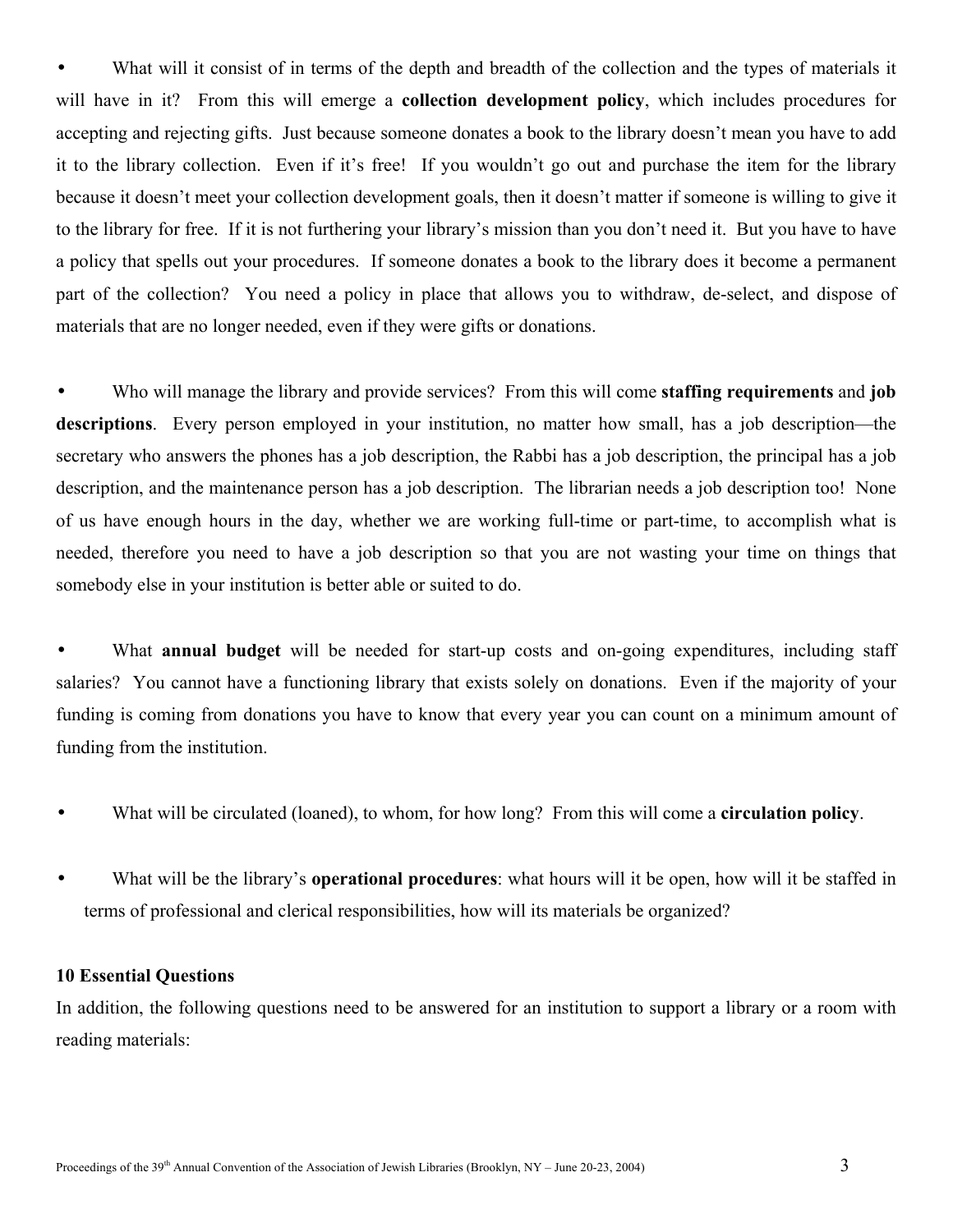- What will it consist of in terms of the depth and breadth of the collection and the types of materials it will have in it? From this will emerge a **collection development policy**, which includes procedures for accepting and rejecting gifts. Just because someone donates a book to the library doesn't mean you have to add it to the library collection. Even if it's free! If you wouldn't go out and purchase the item for the library because it doesn't meet your collection development goals, then it doesn't matter if someone is willing to give it to the library for free. If it is not furthering your library's mission than you don't need it. But you have to have a policy that spells out your procedures. If someone donates a book to the library does it become a permanent part of the collection? You need a policy in place that allows you to withdraw, de-select, and dispose of materials that are no longer needed, even if they were gifts or donations.

- Who will manage the library and provide services? From this will come **staffing requirements** and **job descriptions**. Every person employed in your institution, no matter how small, has a job description—the secretary who answers the phones has a job description, the Rabbi has a job description, the principal has a job description, and the maintenance person has a job description. The librarian needs a job description too! None of us have enough hours in the day, whether we are working full-time or part-time, to accomplish what is needed, therefore you need to have a job description so that you are not wasting your time on things that somebody else in your institution is better able or suited to do.

- What **annual budget** will be needed for start-up costs and on-going expenditures, including staff salaries? You cannot have a functioning library that exists solely on donations. Even if the majority of your funding is coming from donations you have to know that every year you can count on a minimum amount of funding from the institution.

- What will be circulated (loaned), to whom, for how long? From this will come a **circulation policy**.

- What will be the library's **operational procedures**: what hours will it be open, how will it be staffed in terms of professional and clerical responsibilities, how will its materials be organized?

**10 Essential Questions**

In addition, the following questions need to be answered for an institution to support a library or a room with reading materials: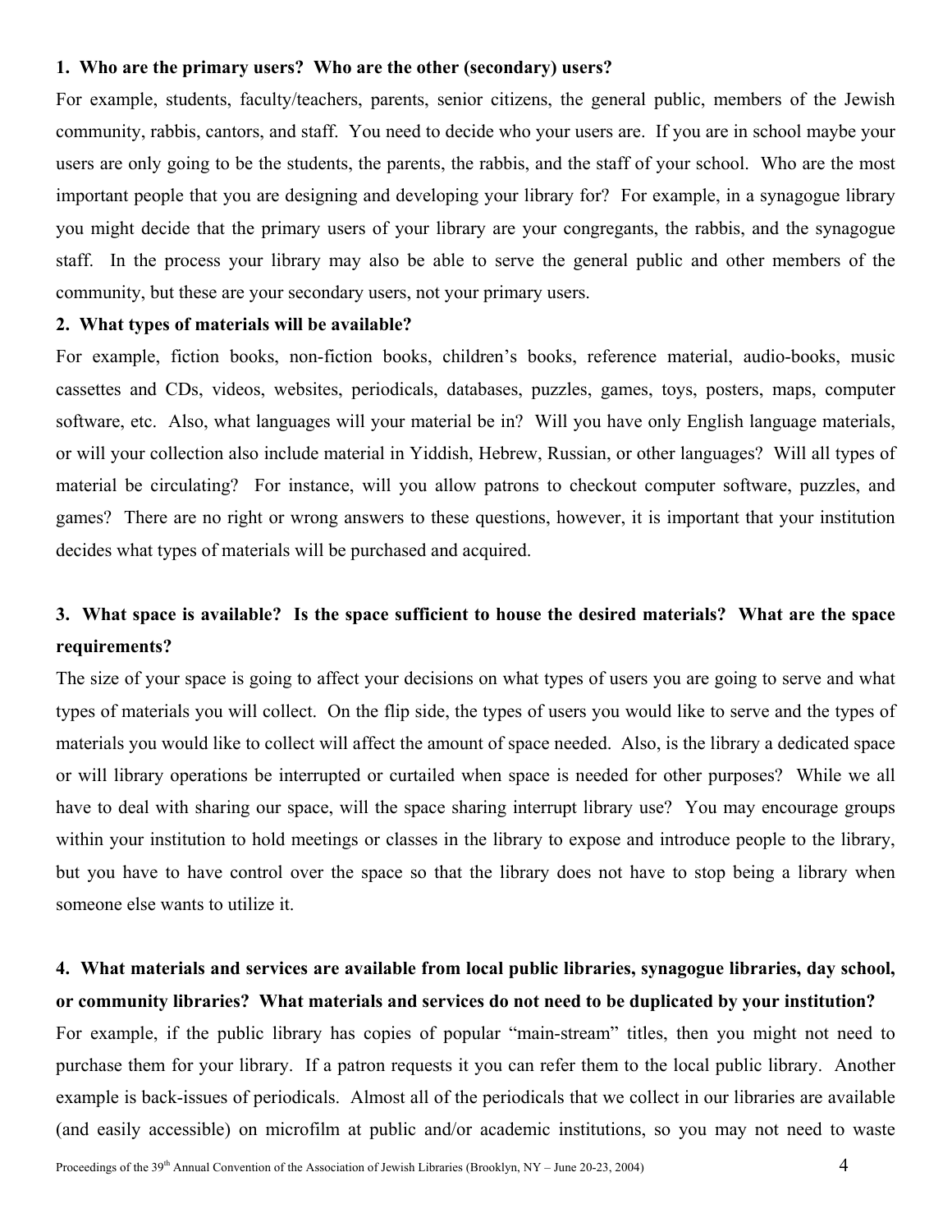**1. Who are the primary users? Who are the other (secondary) users?**

For example, students, faculty/teachers, parents, senior citizens, the general public, members of the Jewish community, rabbis, cantors, and staff. You need to decide who your users are. If you are in school maybe your users are only going to be the students, the parents, the rabbis, and the staff of your school. Who are the most important people that you are designing and developing your library for? For example, in a synagogue library you might decide that the primary users of your library are your congregants, the rabbis, and the synagogue staff. In the process your library may also be able to serve the general public and other members of the community, but these are your secondary users, not your primary users.

**2. What types of materials will be available?**

For example, fiction books, non-fiction books, children's books, reference material, audio-books, music cassettes and CDs, videos, websites, periodicals, databases, puzzles, games, toys, posters, maps, computer software, etc. Also, what languages will your material be in? Will you have only English language materials, or will your collection also include material in Yiddish, Hebrew, Russian, or other languages? Will all types of material be circulating? For instance, will you allow patrons to checkout computer software, puzzles, and games? There are no right or wrong answers to these questions, however, it is important that your institution decides what types of materials will be purchased and acquired.

**3. What space is available? Is the space sufficient to house the desired materials? What are the space requirements?**

The size of your space is going to affect your decisions on what types of users you are going to serve and what types of materials you will collect. On the flip side, the types of users you would like to serve and the types of materials you would like to collect will affect the amount of space needed. Also, is the library a dedicated space or will library operations be interrupted or curtailed when space is needed for other purposes? While we all have to deal with sharing our space, will the space sharing interrupt library use? You may encourage groups within your institution to hold meetings or classes in the library to expose and introduce people to the library, but you have to have control over the space so that the library does not have to stop being a library when someone else wants to utilize it.

**4. What materials and services are available from local public libraries, synagogue libraries, day school, or community libraries? What materials and services do not need to be duplicated by your institution?**

For example, if the public library has copies of popular "main-stream" titles, then you might not need to purchase them for your library. If a patron requests it you can refer them to the local public library. Another example is back-issues of periodicals. Almost all of the periodicals that we collect in our libraries are available (and easily accessible) on microfilm at public and/or academic institutions, so you may not need to waste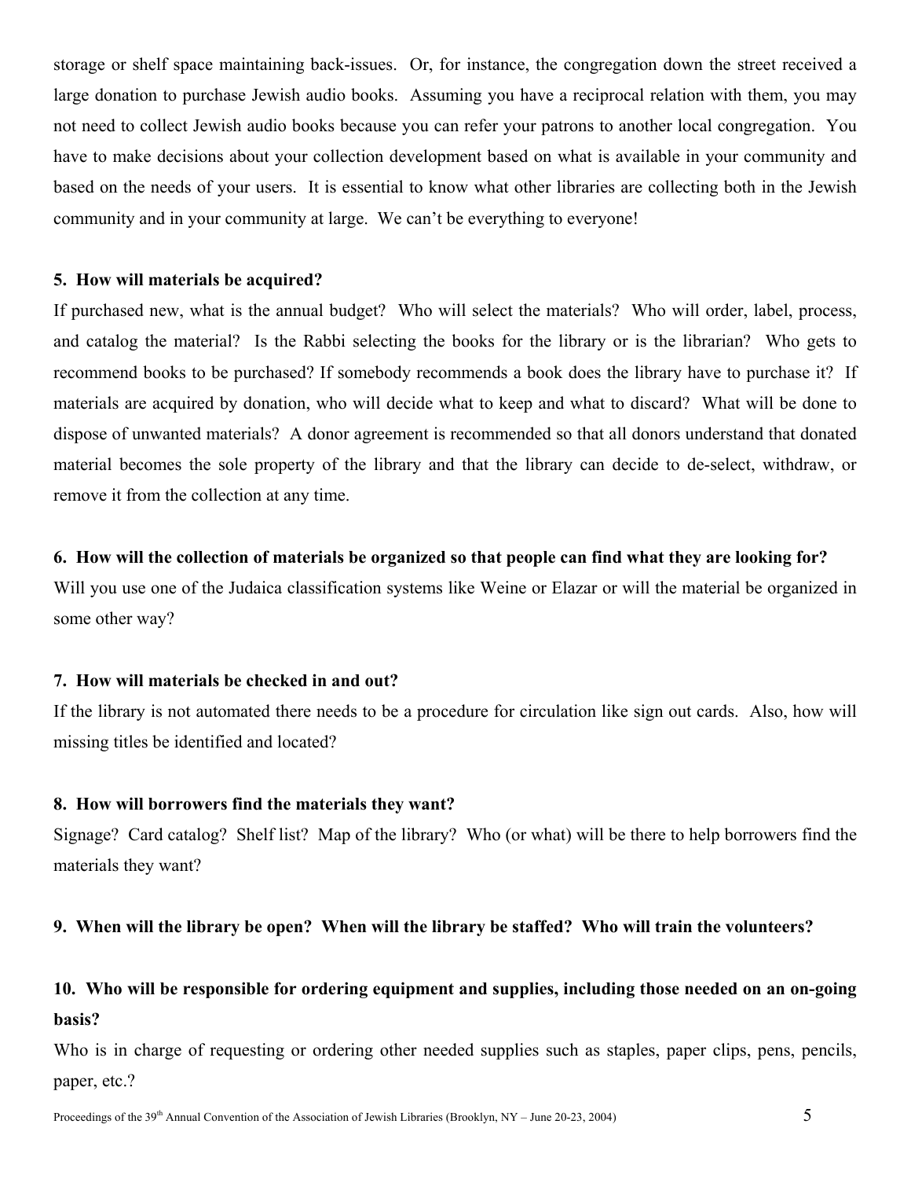storage or shelf space maintaining back-issues. Or, for instance, the congregation down the street received a large donation to purchase Jewish audio books. Assuming you have a reciprocal relation with them, you may not need to collect Jewish audio books because you can refer your patrons to another local congregation. You have to make decisions about your collection development based on what is available in your community and based on the needs of your users. It is essential to know what other libraries are collecting both in the Jewish community and in your community at large. We can't be everything to everyone!

**5. How will materials be acquired?**

If purchased new, what is the annual budget? Who will select the materials? Who will order, label, process, and catalog the material? Is the Rabbi selecting the books for the library or is the librarian? Who gets to recommend books to be purchased? If somebody recommends a book does the library have to purchase it? If materials are acquired by donation, who will decide what to keep and what to discard? What will be done to dispose of unwanted materials? A donor agreement is recommended so that all donors understand that donated material becomes the sole property of the library and that the library can decide to de-select, withdraw, or remove it from the collection at any time.

**6. How will the collection of materials be organized so that people can find what they are looking for?**

Will you use one of the Judaica classification systems like Weine or Elazar or will the material be organized in some other way?

**7. How will materials be checked in and out?**

If the library is not automated there needs to be a procedure for circulation like sign out cards. Also, how will missing titles be identified and located?

**8. How will borrowers find the materials they want?**

Signage? Card catalog? Shelf list? Map of the library? Who (or what) will be there to help borrowers find the materials they want?

**9. When will the library be open? When will the library be staffed? Who will train the volunteers?**

**10. Who will be responsible for ordering equipment and supplies, including those needed on an on-going basis?**

Who is in charge of requesting or ordering other needed supplies such as staples, paper clips, pens, pencils, paper, etc.?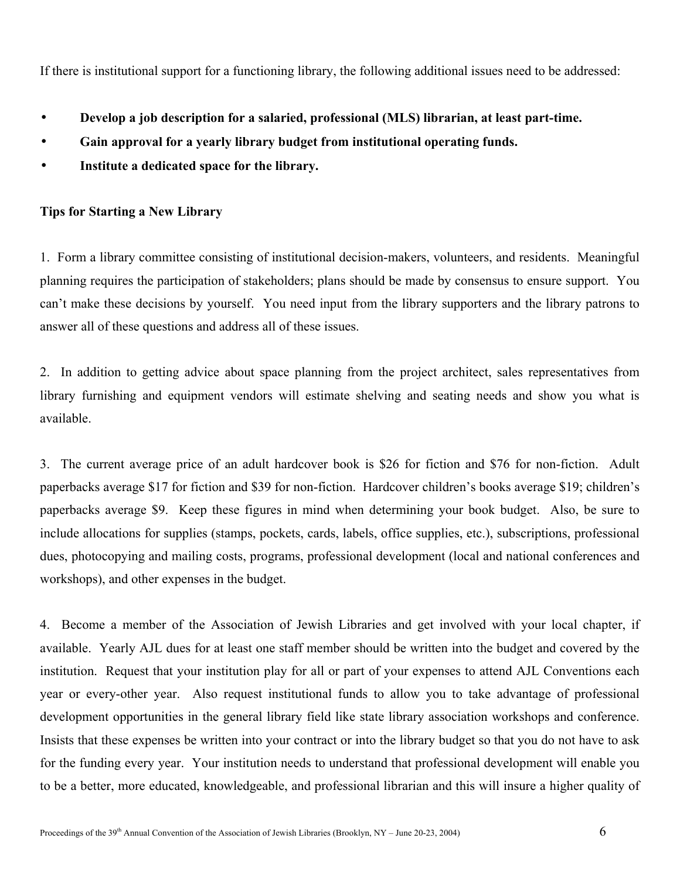If there is institutional support for a functioning library, the following additional issues need to be addressed:

- **Develop a job description for a salaried, professional (MLS) librarian, at least part-time.**
- **Gain approval for a yearly library budget from institutional operating funds.**
- **Institute a dedicated space for the library.**

**Tips for Starting a New Library**

1. Form a library committee consisting of institutional decision-makers, volunteers, and residents. Meaningful planning requires the participation of stakeholders; plans should be made by consensus to ensure support. You can't make these decisions by yourself. You need input from the library supporters and the library patrons to answer all of these questions and address all of these issues.

2. In addition to getting advice about space planning from the project architect, sales representatives from library furnishing and equipment vendors will estimate shelving and seating needs and show you what is available.

3. The current average price of an adult hardcover book is $26 for fiction and $76 for non-fiction. Adult paperbacks average $17 for fiction and $39 for non-fiction. Hardcover children's books average $19; children's paperbacks average $9. Keep these figures in mind when determining your book budget. Also, be sure to include allocations for supplies (stamps, pockets, cards, labels, office supplies, etc.), subscriptions, professional dues, photocopying and mailing costs, programs, professional development (local and national conferences and workshops), and other expenses in the budget.

4. Become a member of the Association of Jewish Libraries and get involved with your local chapter, if available. Yearly AJL dues for at least one staff member should be written into the budget and covered by the institution. Request that your institution play for all or part of your expenses to attend AJL Conventions each year or every-other year. Also request institutional funds to allow you to take advantage of professional development opportunities in the general library field like state library association workshops and conference. Insists that these expenses be written into your contract or into the library budget so that you do not have to ask for the funding every year. Your institution needs to understand that professional development will enable you to be a better, more educated, knowledgeable, and professional librarian and this will insure a higher quality of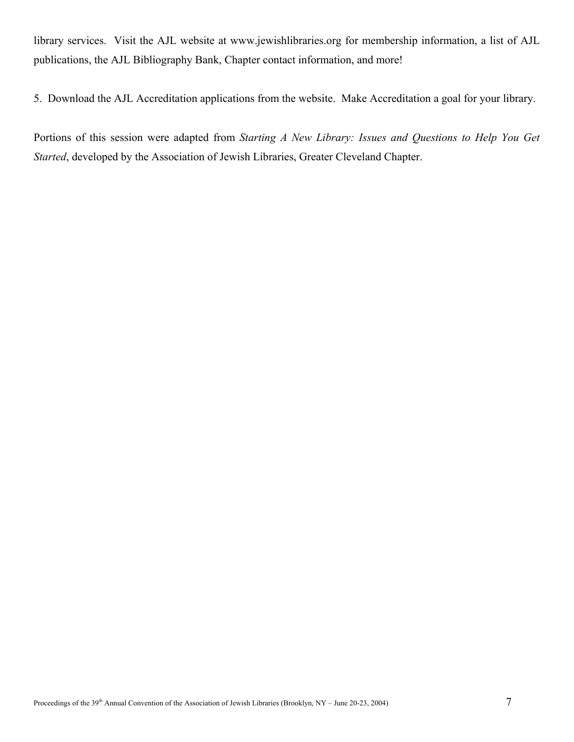library services. Visit the AJL website at www.jewishlibraries.org for membership information, a list of AJL publications, the AJL Bibliography Bank, Chapter contact information, and more!

5. Download the AJL Accreditation applications from the website. Make Accreditation a goal for your library.

Portions of this session were adapted from *Starting A New Library: Issues and Questions to Help You Get Started*, developed by the Association of Jewish Libraries, Greater Cleveland Chapter.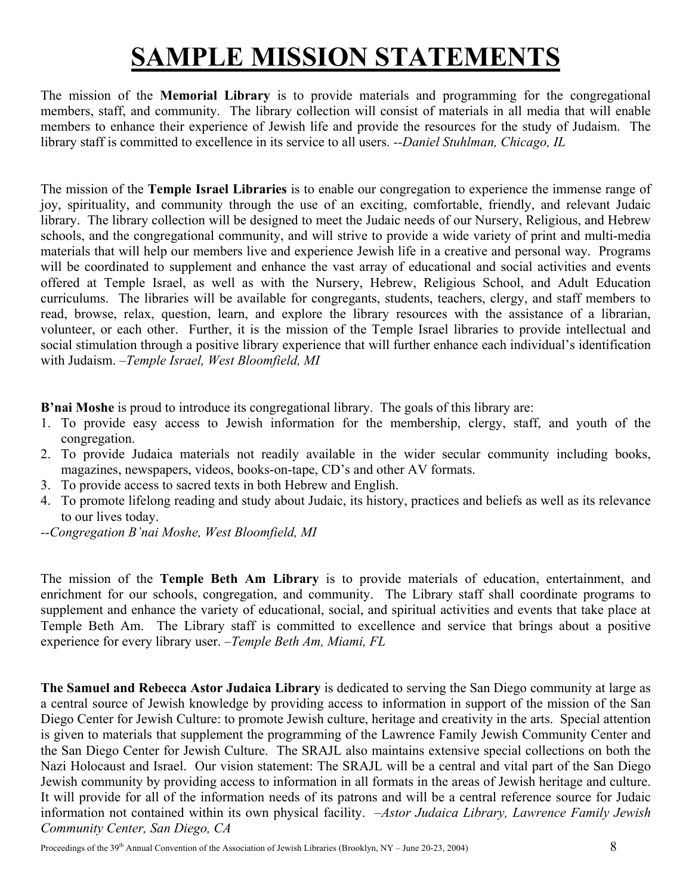# SAMPLE MISSION STATEMENTS

The mission of the **Memorial Library** is to provide materials and programming for the congregational members, staff, and community. The library collection will consist of materials in all media that will enable members to enhance their experience of Jewish life and provide the resources for the study of Judaism. The library staff is committed to excellence in its service to all users. *--Daniel Stuhlman, Chicago, IL*

The mission of the **Temple Israel Libraries** is to enable our congregation to experience the immense range of joy, spirituality, and community through the use of an exciting, comfortable, friendly, and relevant Judaic library. The library collection will be designed to meet the Judaic needs of our Nursery, Religious, and Hebrew schools, and the congregational community, and will strive to provide a wide variety of print and multi-media materials that will help our members live and experience Jewish life in a creative and personal way. Programs will be coordinated to supplement and enhance the vast array of educational and social activities and events offered at Temple Israel, as well as with the Nursery, Hebrew, Religious School, and Adult Education curriculums. The libraries will be available for congregants, students, teachers, clergy, and staff members to read, browse, relax, question, learn, and explore the library resources with the assistance of a librarian, volunteer, or each other. Further, it is the mission of the Temple Israel libraries to provide intellectual and social stimulation through a positive library experience that will further enhance each individual's identification with Judaism. *–Temple Israel, West Bloomfield, MI*

**B'nai Moshe** is proud to introduce its congregational library. The goals of this library are:

1. To provide easy access to Jewish information for the membership, clergy, staff, and youth of the congregation.
2. To provide Judaica materials not readily available in the wider secular community including books, magazines, newspapers, videos, books-on-tape, CD's and other AV formats.
3. To provide access to sacred texts in both Hebrew and English.
4. To promote lifelong reading and study about Judaic, its history, practices and beliefs as well as its relevance to our lives today.

*--Congregation B'nai Moshe, West Bloomfield, MI*

The mission of the **Temple Beth Am Library** is to provide materials of education, entertainment, and enrichment for our schools, congregation, and community. The Library staff shall coordinate programs to supplement and enhance the variety of educational, social, and spiritual activities and events that take place at Temple Beth Am. The Library staff is committed to excellence and service that brings about a positive experience for every library user. *–Temple Beth Am, Miami, FL*

**The Samuel and Rebecca Astor Judaica Library** is dedicated to serving the San Diego community at large as a central source of Jewish knowledge by providing access to information in support of the mission of the San Diego Center for Jewish Culture: to promote Jewish culture, heritage and creativity in the arts. Special attention is given to materials that supplement the programming of the Lawrence Family Jewish Community Center and the San Diego Center for Jewish Culture. The SRAJL also maintains extensive special collections on both the Nazi Holocaust and Israel. Our vision statement: The SRAJL will be a central and vital part of the San Diego Jewish community by providing access to information in all formats in the areas of Jewish heritage and culture. It will provide for all of the information needs of its patrons and will be a central reference source for Judaic information not contained within its own physical facility. *–Astor Judaica Library, Lawrence Family Jewish Community Center, San Diego, CA*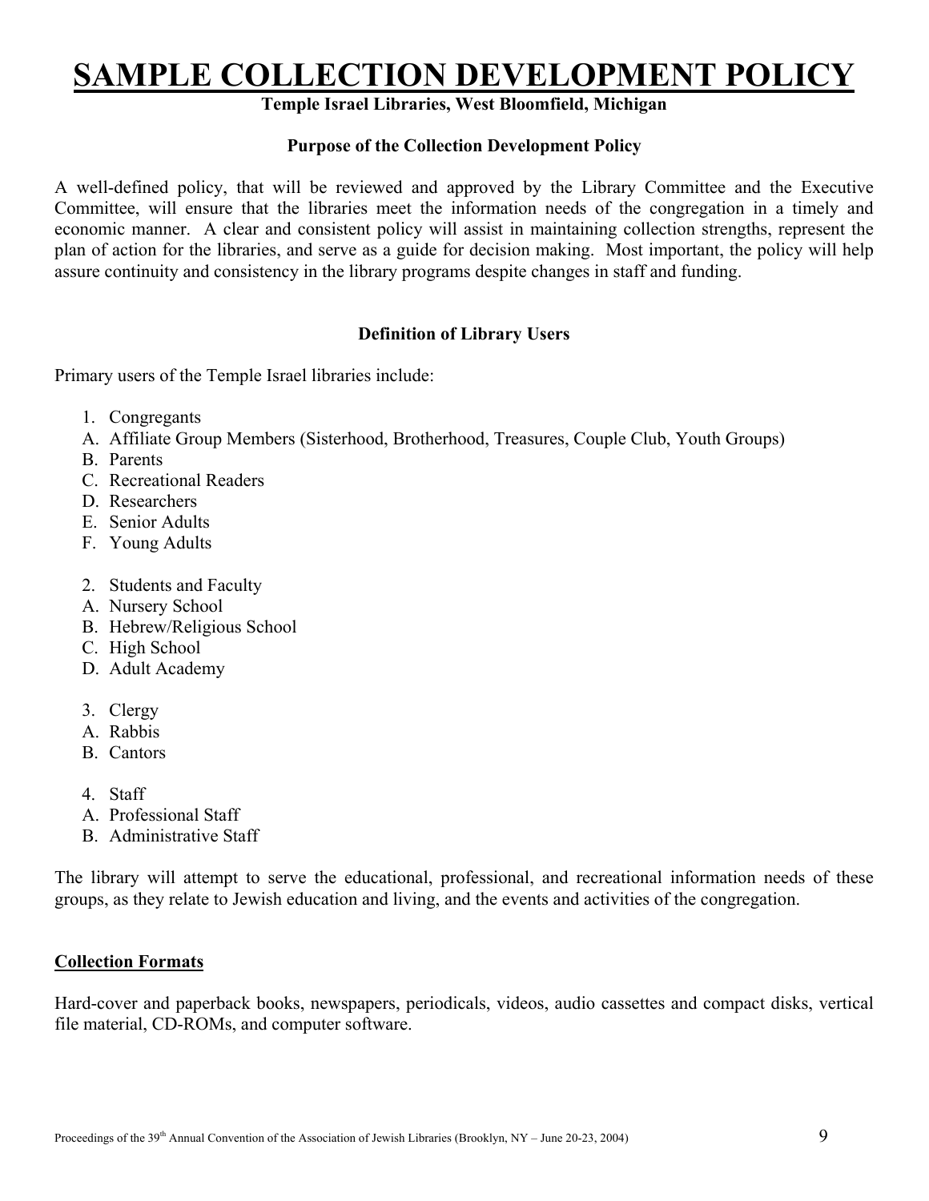# SAMPLE COLLECTION DEVELOPMENT POLICY

**Temple Israel Libraries, West Bloomfield, Michigan**

### Purpose of the Collection Development Policy

A well-defined policy, that will be reviewed and approved by the Library Committee and the Executive Committee, will ensure that the libraries meet the information needs of the congregation in a timely and economic manner. A clear and consistent policy will assist in maintaining collection strengths, represent the plan of action for the libraries, and serve as a guide for decision making. Most important, the policy will help assure continuity and consistency in the library programs despite changes in staff and funding.

### Definition of Library Users

Primary users of the Temple Israel libraries include:

1. Congregants
   A. Affiliate Group Members (Sisterhood, Brotherhood, Treasures, Couple Club, Youth Groups)
   B. Parents
   C. Recreational Readers
   D. Researchers
   E. Senior Adults
   F. Young Adults

2. Students and Faculty
   A. Nursery School
   B. Hebrew/Religious School
   C. High School
   D. Adult Academy

3. Clergy
   A. Rabbis
   B. Cantors

4. Staff
   A. Professional Staff
   B. Administrative Staff

The library will attempt to serve the educational, professional, and recreational information needs of these groups, as they relate to Jewish education and living, and the events and activities of the congregation.

**Collection Formats**

Hard-cover and paperback books, newspapers, periodicals, videos, audio cassettes and compact disks, vertical file material, CD-ROMs, and computer software.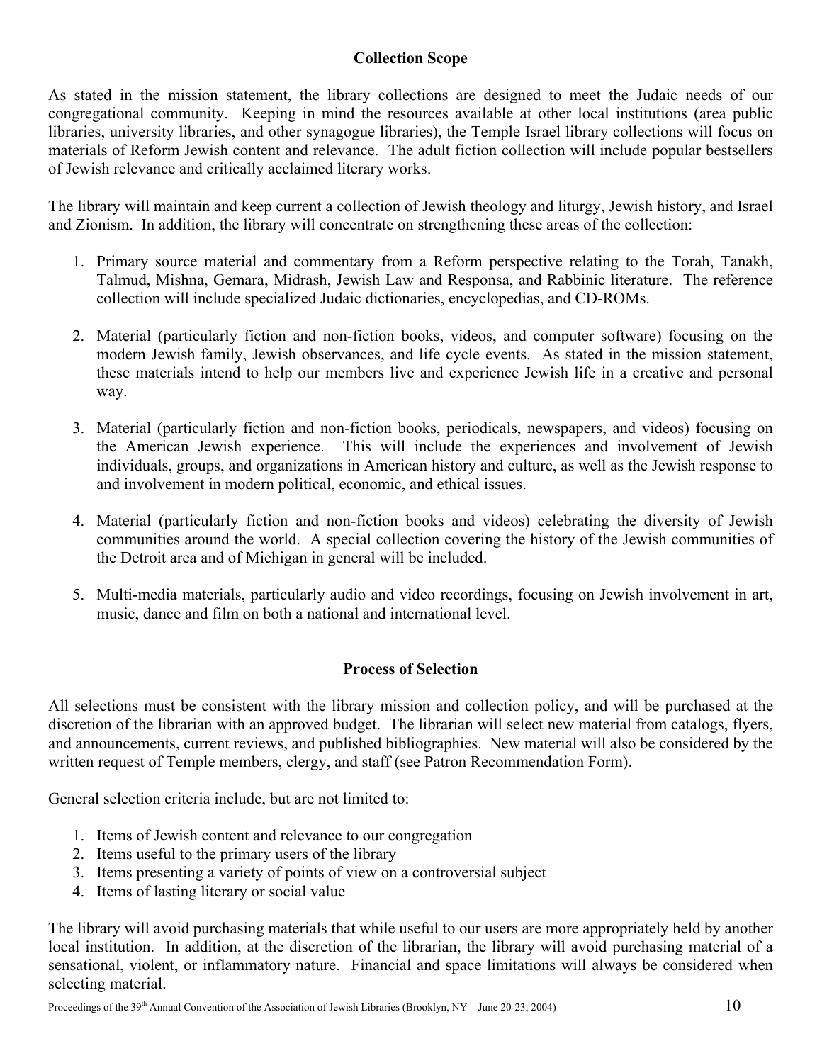## Collection Scope

As stated in the mission statement, the library collections are designed to meet the Judaic needs of our congregational community. Keeping in mind the resources available at other local institutions (area public libraries, university libraries, and other synagogue libraries), the Temple Israel library collections will focus on materials of Reform Jewish content and relevance. The adult fiction collection will include popular bestsellers of Jewish relevance and critically acclaimed literary works.

The library will maintain and keep current a collection of Jewish theology and liturgy, Jewish history, and Israel and Zionism. In addition, the library will concentrate on strengthening these areas of the collection:

1. Primary source material and commentary from a Reform perspective relating to the Torah, Tanakh, Talmud, Mishna, Gemara, Midrash, Jewish Law and Responsa, and Rabbinic literature. The reference collection will include specialized Judaic dictionaries, encyclopedias, and CD-ROMs.

2. Material (particularly fiction and non-fiction books, videos, and computer software) focusing on the modern Jewish family, Jewish observances, and life cycle events. As stated in the mission statement, these materials intend to help our members live and experience Jewish life in a creative and personal way.

3. Material (particularly fiction and non-fiction books, periodicals, newspapers, and videos) focusing on the American Jewish experience. This will include the experiences and involvement of Jewish individuals, groups, and organizations in American history and culture, as well as the Jewish response to and involvement in modern political, economic, and ethical issues.

4. Material (particularly fiction and non-fiction books and videos) celebrating the diversity of Jewish communities around the world. A special collection covering the history of the Jewish communities of the Detroit area and of Michigan in general will be included.

5. Multi-media materials, particularly audio and video recordings, focusing on Jewish involvement in art, music, dance and film on both a national and international level.

## Process of Selection

All selections must be consistent with the library mission and collection policy, and will be purchased at the discretion of the librarian with an approved budget. The librarian will select new material from catalogs, flyers, and announcements, current reviews, and published bibliographies. New material will also be considered by the written request of Temple members, clergy, and staff (see Patron Recommendation Form).

General selection criteria include, but are not limited to:

1. Items of Jewish content and relevance to our congregation
2. Items useful to the primary users of the library
3. Items presenting a variety of points of view on a controversial subject
4. Items of lasting literary or social value

The library will avoid purchasing materials that while useful to our users are more appropriately held by another local institution. In addition, at the discretion of the librarian, the library will avoid purchasing material of a sensational, violent, or inflammatory nature. Financial and space limitations will always be considered when selecting material.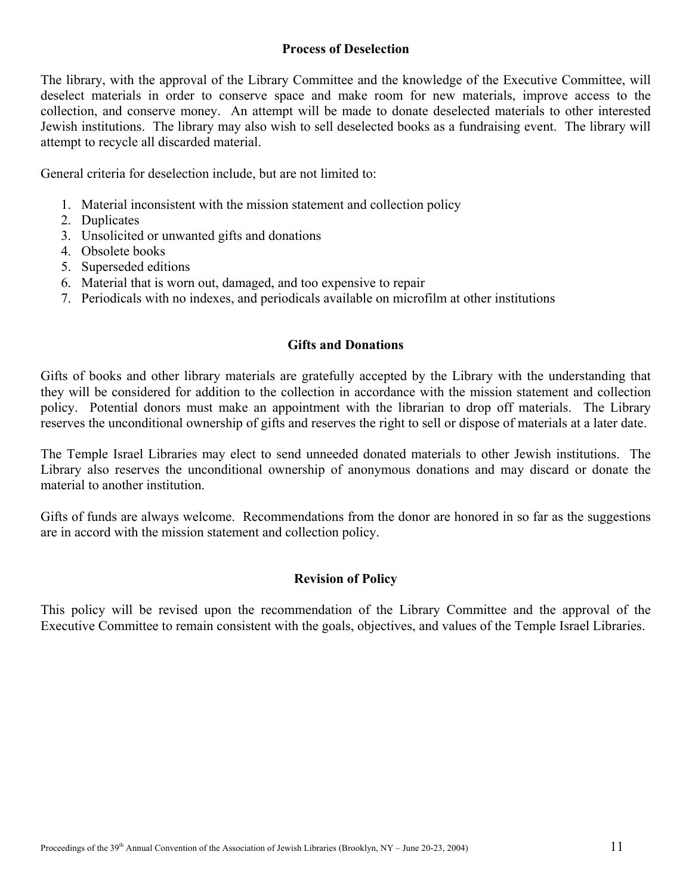## Process of Deselection

The library, with the approval of the Library Committee and the knowledge of the Executive Committee, will deselect materials in order to conserve space and make room for new materials, improve access to the collection, and conserve money. An attempt will be made to donate deselected materials to other interested Jewish institutions. The library may also wish to sell deselected books as a fundraising event. The library will attempt to recycle all discarded material.

General criteria for deselection include, but are not limited to:

1. Material inconsistent with the mission statement and collection policy
2. Duplicates
3. Unsolicited or unwanted gifts and donations
4. Obsolete books
5. Superseded editions
6. Material that is worn out, damaged, and too expensive to repair
7. Periodicals with no indexes, and periodicals available on microfilm at other institutions

## Gifts and Donations

Gifts of books and other library materials are gratefully accepted by the Library with the understanding that they will be considered for addition to the collection in accordance with the mission statement and collection policy. Potential donors must make an appointment with the librarian to drop off materials. The Library reserves the unconditional ownership of gifts and reserves the right to sell or dispose of materials at a later date.

The Temple Israel Libraries may elect to send unneeded donated materials to other Jewish institutions. The Library also reserves the unconditional ownership of anonymous donations and may discard or donate the material to another institution.

Gifts of funds are always welcome. Recommendations from the donor are honored in so far as the suggestions are in accord with the mission statement and collection policy.

## Revision of Policy

This policy will be revised upon the recommendation of the Library Committee and the approval of the Executive Committee to remain consistent with the goals, objectives, and values of the Temple Israel Libraries.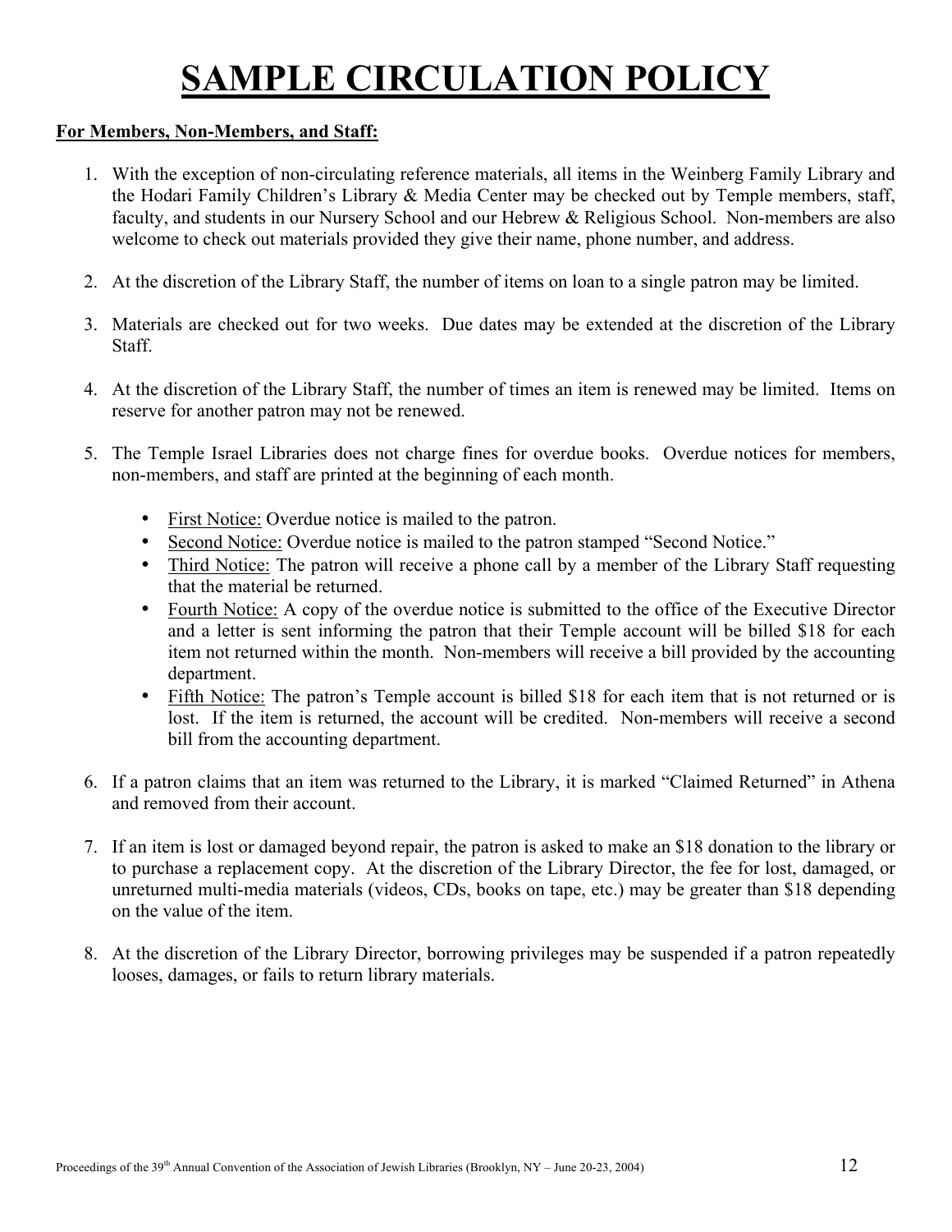# SAMPLE CIRCULATION POLICY

**For Members, Non-Members, and Staff:**

1. With the exception of non-circulating reference materials, all items in the Weinberg Family Library and the Hodari Family Children's Library & Media Center may be checked out by Temple members, staff, faculty, and students in our Nursery School and our Hebrew & Religious School. Non-members are also welcome to check out materials provided they give their name, phone number, and address.

2. At the discretion of the Library Staff, the number of items on loan to a single patron may be limited.

3. Materials are checked out for two weeks. Due dates may be extended at the discretion of the Library Staff.

4. At the discretion of the Library Staff, the number of times an item is renewed may be limited. Items on reserve for another patron may not be renewed.

5. The Temple Israel Libraries does not charge fines for overdue books. Overdue notices for members, non-members, and staff are printed at the beginning of each month.

   - First Notice: Overdue notice is mailed to the patron.
   - Second Notice: Overdue notice is mailed to the patron stamped "Second Notice."
   - Third Notice: The patron will receive a phone call by a member of the Library Staff requesting that the material be returned.
   - Fourth Notice: A copy of the overdue notice is submitted to the office of the Executive Director and a letter is sent informing the patron that their Temple account will be billed $18 for each item not returned within the month. Non-members will receive a bill provided by the accounting department.
   - Fifth Notice: The patron's Temple account is billed $18 for each item that is not returned or is lost. If the item is returned, the account will be credited. Non-members will receive a second bill from the accounting department.

6. If a patron claims that an item was returned to the Library, it is marked "Claimed Returned" in Athena and removed from their account.

7. If an item is lost or damaged beyond repair, the patron is asked to make an $18 donation to the library or to purchase a replacement copy. At the discretion of the Library Director, the fee for lost, damaged, or unreturned multi-media materials (videos, CDs, books on tape, etc.) may be greater than $18 depending on the value of the item.

8. At the discretion of the Library Director, borrowing privileges may be suspended if a patron repeatedly looses, damages, or fails to return library materials.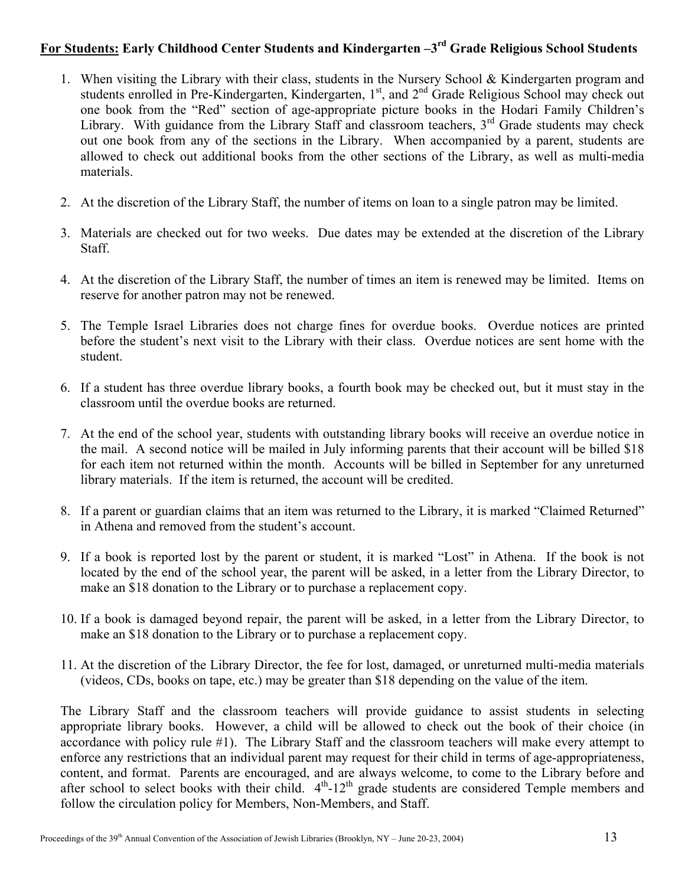**<u>For Students:</u> Early Childhood Center Students and Kindergarten –3rd Grade Religious School Students**

1. When visiting the Library with their class, students in the Nursery School & Kindergarten program and students enrolled in Pre-Kindergarten, Kindergarten, 1st, and 2nd Grade Religious School may check out one book from the "Red" section of age-appropriate picture books in the Hodari Family Children's Library. With guidance from the Library Staff and classroom teachers, 3rd Grade students may check out one book from any of the sections in the Library. When accompanied by a parent, students are allowed to check out additional books from the other sections of the Library, as well as multi-media materials.

2. At the discretion of the Library Staff, the number of items on loan to a single patron may be limited.

3. Materials are checked out for two weeks. Due dates may be extended at the discretion of the Library Staff.

4. At the discretion of the Library Staff, the number of times an item is renewed may be limited. Items on reserve for another patron may not be renewed.

5. The Temple Israel Libraries does not charge fines for overdue books. Overdue notices are printed before the student's next visit to the Library with their class. Overdue notices are sent home with the student.

6. If a student has three overdue library books, a fourth book may be checked out, but it must stay in the classroom until the overdue books are returned.

7. At the end of the school year, students with outstanding library books will receive an overdue notice in the mail. A second notice will be mailed in July informing parents that their account will be billed $18 for each item not returned within the month. Accounts will be billed in September for any unreturned library materials. If the item is returned, the account will be credited.

8. If a parent or guardian claims that an item was returned to the Library, it is marked "Claimed Returned" in Athena and removed from the student's account.

9. If a book is reported lost by the parent or student, it is marked "Lost" in Athena. If the book is not located by the end of the school year, the parent will be asked, in a letter from the Library Director, to make an $18 donation to the Library or to purchase a replacement copy.

10. If a book is damaged beyond repair, the parent will be asked, in a letter from the Library Director, to make an $18 donation to the Library or to purchase a replacement copy.

11. At the discretion of the Library Director, the fee for lost, damaged, or unreturned multi-media materials (videos, CDs, books on tape, etc.) may be greater than $18 depending on the value of the item.

The Library Staff and the classroom teachers will provide guidance to assist students in selecting appropriate library books. However, a child will be allowed to check out the book of their choice (in accordance with policy rule #1). The Library Staff and the classroom teachers will make every attempt to enforce any restrictions that an individual parent may request for their child in terms of age-appropriateness, content, and format. Parents are encouraged, and are always welcome, to come to the Library before and after school to select books with their child. 4th-12th grade students are considered Temple members and follow the circulation policy for Members, Non-Members, and Staff.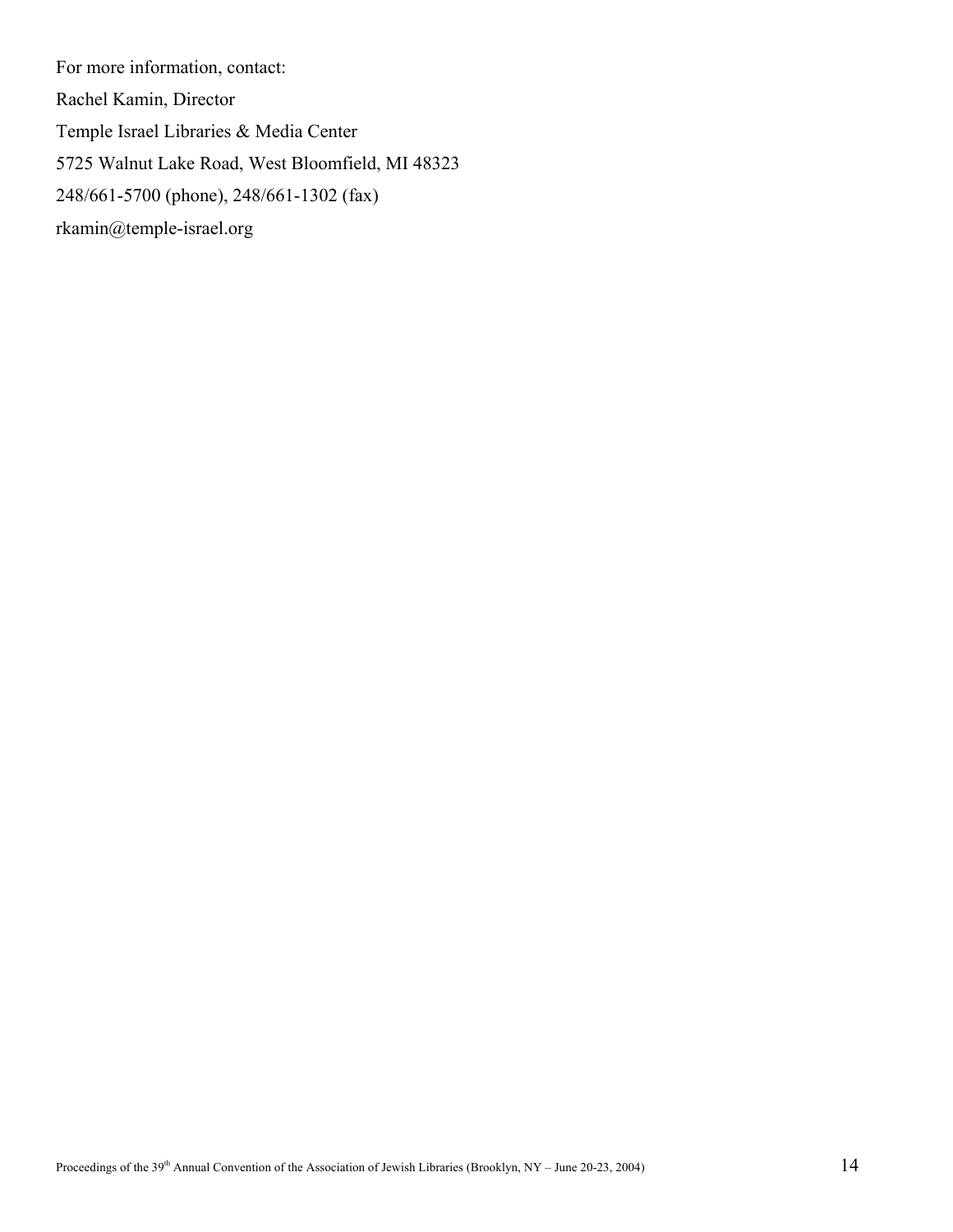For more information, contact:

Rachel Kamin, Director

Temple Israel Libraries & Media Center

5725 Walnut Lake Road, West Bloomfield, MI 48323

248/661-5700 (phone), 248/661-1302 (fax)

rkamin@temple-israel.org